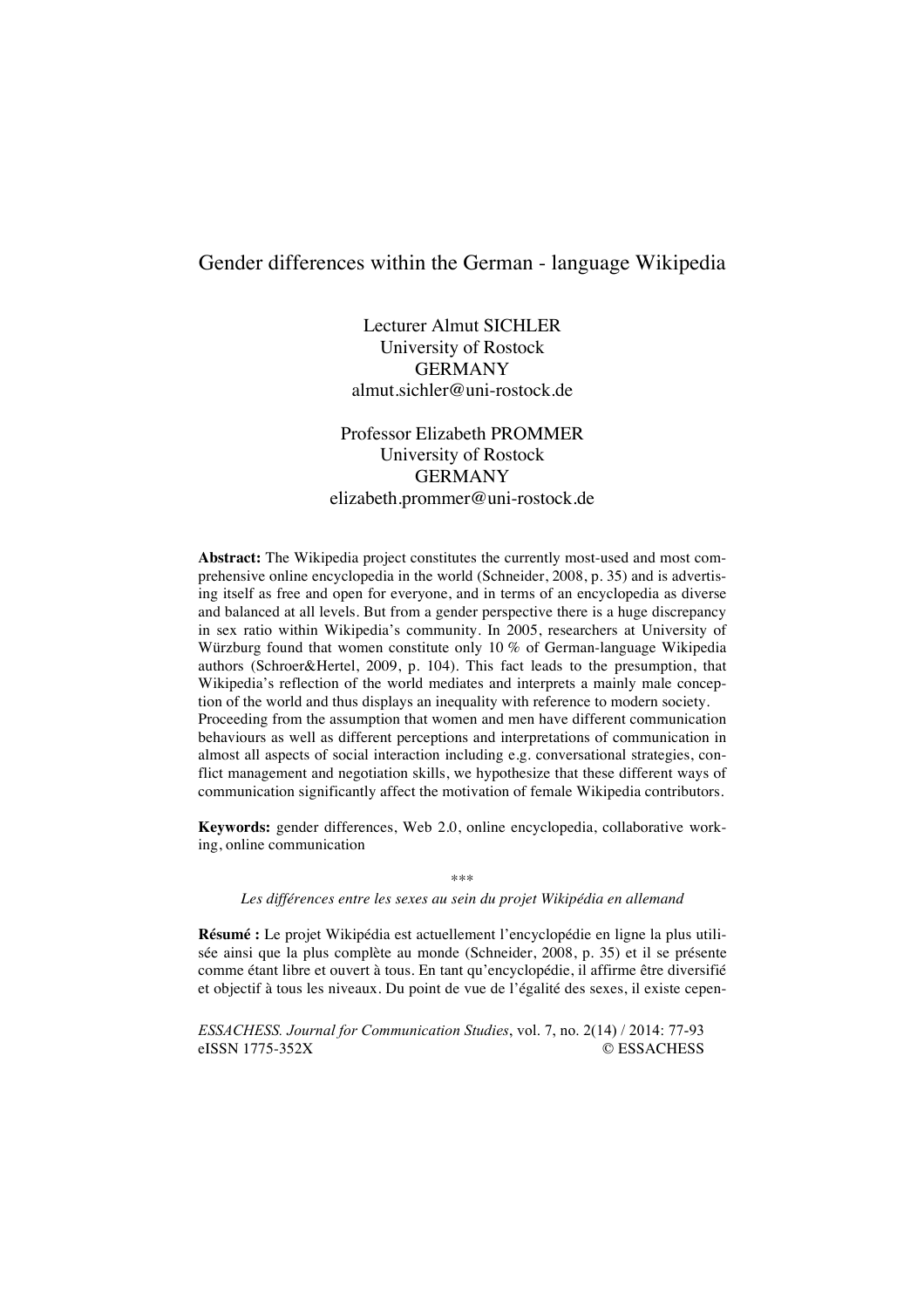# Gender differences within the German - language Wikipedia

Lecturer Almut SICHLER
University of Rostock
GERMANY
almut.sichler@uni-rostock.de

Professor Elizabeth PROMMER
University of Rostock
GERMANY
elizabeth.prommer@uni-rostock.de

**Abstract:** The Wikipedia project constitutes the currently most-used and most comprehensive online encyclopedia in the world (Schneider, 2008, p. 35) and is advertising itself as free and open for everyone, and in terms of an encyclopedia as diverse and balanced at all levels. But from a gender perspective there is a huge discrepancy in sex ratio within Wikipedia's community. In 2005, researchers at University of Würzburg found that women constitute only 10 % of German-language Wikipedia authors (Schroer&Hertel, 2009, p. 104). This fact leads to the presumption, that Wikipedia's reflection of the world mediates and interprets a mainly male conception of the world and thus displays an inequality with reference to modern society. Proceeding from the assumption that women and men have different communication behaviours as well as different perceptions and interpretations of communication in almost all aspects of social interaction including e.g. conversational strategies, conflict management and negotiation skills, we hypothesize that these different ways of communication significantly affect the motivation of female Wikipedia contributors.

**Keywords:** gender differences, Web 2.0, online encyclopedia, collaborative working, online communication

\*\*\*

*Les différences entre les sexes au sein du projet Wikipédia en allemand*

**Résumé :** Le projet Wikipédia est actuellement l'encyclopédie en ligne la plus utilisée ainsi que la plus complète au monde (Schneider, 2008, p. 35) et il se présente comme étant libre et ouvert à tous. En tant qu'encyclopédie, il affirme être diversifié et objectif à tous les niveaux. Du point de vue de l'égalité des sexes, il existe cepen-

*ESSACHESS. Journal for Communication Studies*, vol. 7, no. 2(14) / 2014: 77-93
eISSN 1775-352X © ESSACHESS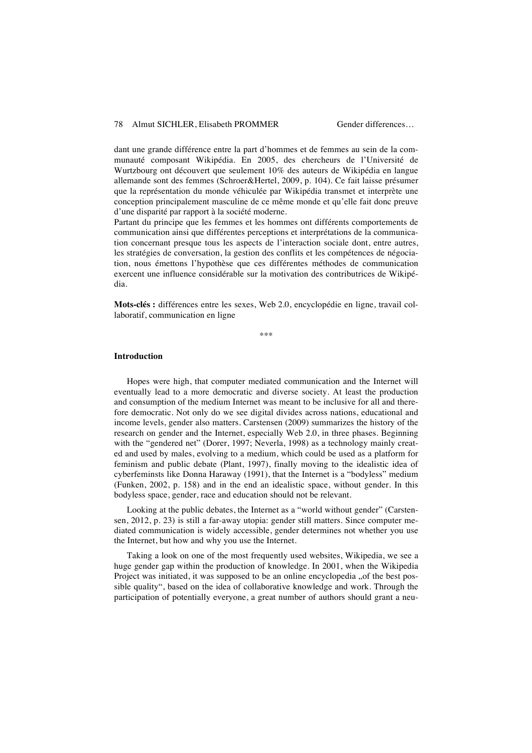dant une grande différence entre la part d'hommes et de femmes au sein de la communauté composant Wikipédia. En 2005, des chercheurs de l'Université de Wurtzbourg ont découvert que seulement 10% des auteurs de Wikipédia en langue allemande sont des femmes (Schroer&Hertel, 2009, p. 104). Ce fait laisse présumer que la représentation du monde véhiculée par Wikipédia transmet et interprète une conception principalement masculine de ce même monde et qu'elle fait donc preuve d'une disparité par rapport à la société moderne.
Partant du principe que les femmes et les hommes ont différents comportements de communication ainsi que différentes perceptions et interprétations de la communication concernant presque tous les aspects de l'interaction sociale dont, entre autres, les stratégies de conversation, la gestion des conflits et les compétences de négociation, nous émettons l'hypothèse que ces différentes méthodes de communication exercent une influence considérable sur la motivation des contributrices de Wikipédia.

**Mots-clés :** différences entre les sexes, Web 2.0, encyclopédie en ligne, travail collaboratif, communication en ligne

\*\*\*

## Introduction

Hopes were high, that computer mediated communication and the Internet will eventually lead to a more democratic and diverse society. At least the production and consumption of the medium Internet was meant to be inclusive for all and therefore democratic. Not only do we see digital divides across nations, educational and income levels, gender also matters. Carstensen (2009) summarizes the history of the research on gender and the Internet, especially Web 2.0, in three phases. Beginning with the "gendered net" (Dorer, 1997; Neverla, 1998) as a technology mainly created and used by males, evolving to a medium, which could be used as a platform for feminism and public debate (Plant, 1997), finally moving to the idealistic idea of cyberfeminsts like Donna Haraway (1991), that the Internet is a "bodyless" medium (Funken, 2002, p. 158) and in the end an idealistic space, without gender. In this bodyless space, gender, race and education should not be relevant.

Looking at the public debates, the Internet as a "world without gender" (Carstensen, 2012, p. 23) is still a far-away utopia: gender still matters. Since computer mediated communication is widely accessible, gender determines not whether you use the Internet, but how and why you use the Internet.

Taking a look on one of the most frequently used websites, Wikipedia, we see a huge gender gap within the production of knowledge. In 2001, when the Wikipedia Project was initiated, it was supposed to be an online encyclopedia „of the best possible quality", based on the idea of collaborative knowledge and work. Through the participation of potentially everyone, a great number of authors should grant a neu-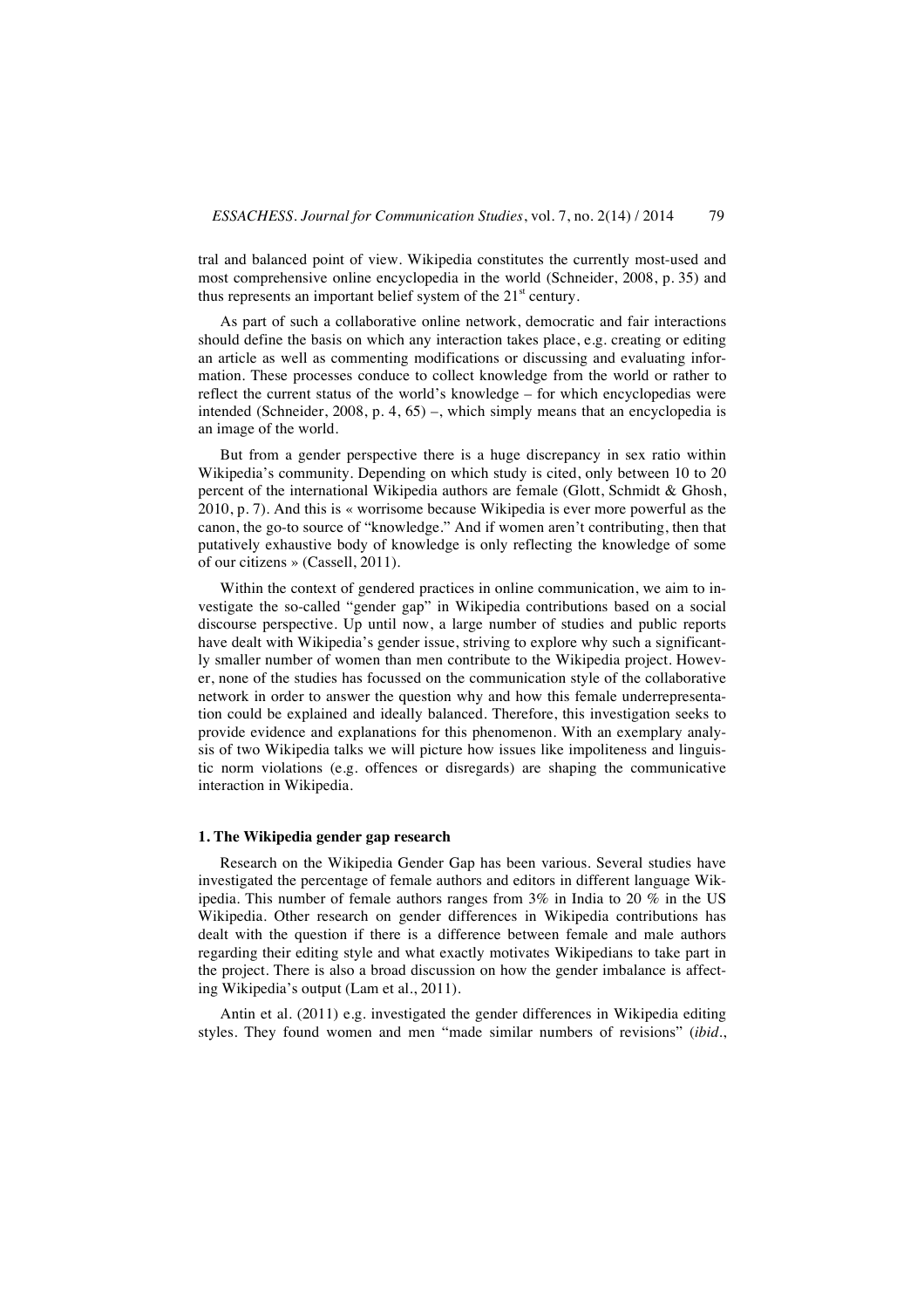tral and balanced point of view. Wikipedia constitutes the currently most-used and most comprehensive online encyclopedia in the world (Schneider, 2008, p. 35) and thus represents an important belief system of the 21st century.

As part of such a collaborative online network, democratic and fair interactions should define the basis on which any interaction takes place, e.g. creating or editing an article as well as commenting modifications or discussing and evaluating information. These processes conduce to collect knowledge from the world or rather to reflect the current status of the world's knowledge – for which encyclopedias were intended (Schneider, 2008, p. 4, 65) –, which simply means that an encyclopedia is an image of the world.

But from a gender perspective there is a huge discrepancy in sex ratio within Wikipedia's community. Depending on which study is cited, only between 10 to 20 percent of the international Wikipedia authors are female (Glott, Schmidt & Ghosh, 2010, p. 7). And this is « worrisome because Wikipedia is ever more powerful as the canon, the go-to source of "knowledge." And if women aren't contributing, then that putatively exhaustive body of knowledge is only reflecting the knowledge of some of our citizens » (Cassell, 2011).

Within the context of gendered practices in online communication, we aim to investigate the so-called "gender gap" in Wikipedia contributions based on a social discourse perspective. Up until now, a large number of studies and public reports have dealt with Wikipedia's gender issue, striving to explore why such a significantly smaller number of women than men contribute to the Wikipedia project. However, none of the studies has focussed on the communication style of the collaborative network in order to answer the question why and how this female underrepresentation could be explained and ideally balanced. Therefore, this investigation seeks to provide evidence and explanations for this phenomenon. With an exemplary analysis of two Wikipedia talks we will picture how issues like impoliteness and linguistic norm violations (e.g. offences or disregards) are shaping the communicative interaction in Wikipedia.

## 1. The Wikipedia gender gap research

Research on the Wikipedia Gender Gap has been various. Several studies have investigated the percentage of female authors and editors in different language Wikipedia. This number of female authors ranges from 3% in India to 20 % in the US Wikipedia. Other research on gender differences in Wikipedia contributions has dealt with the question if there is a difference between female and male authors regarding their editing style and what exactly motivates Wikipedians to take part in the project. There is also a broad discussion on how the gender imbalance is affecting Wikipedia's output (Lam et al., 2011).

Antin et al. (2011) e.g. investigated the gender differences in Wikipedia editing styles. They found women and men "made similar numbers of revisions" (*ibid.*,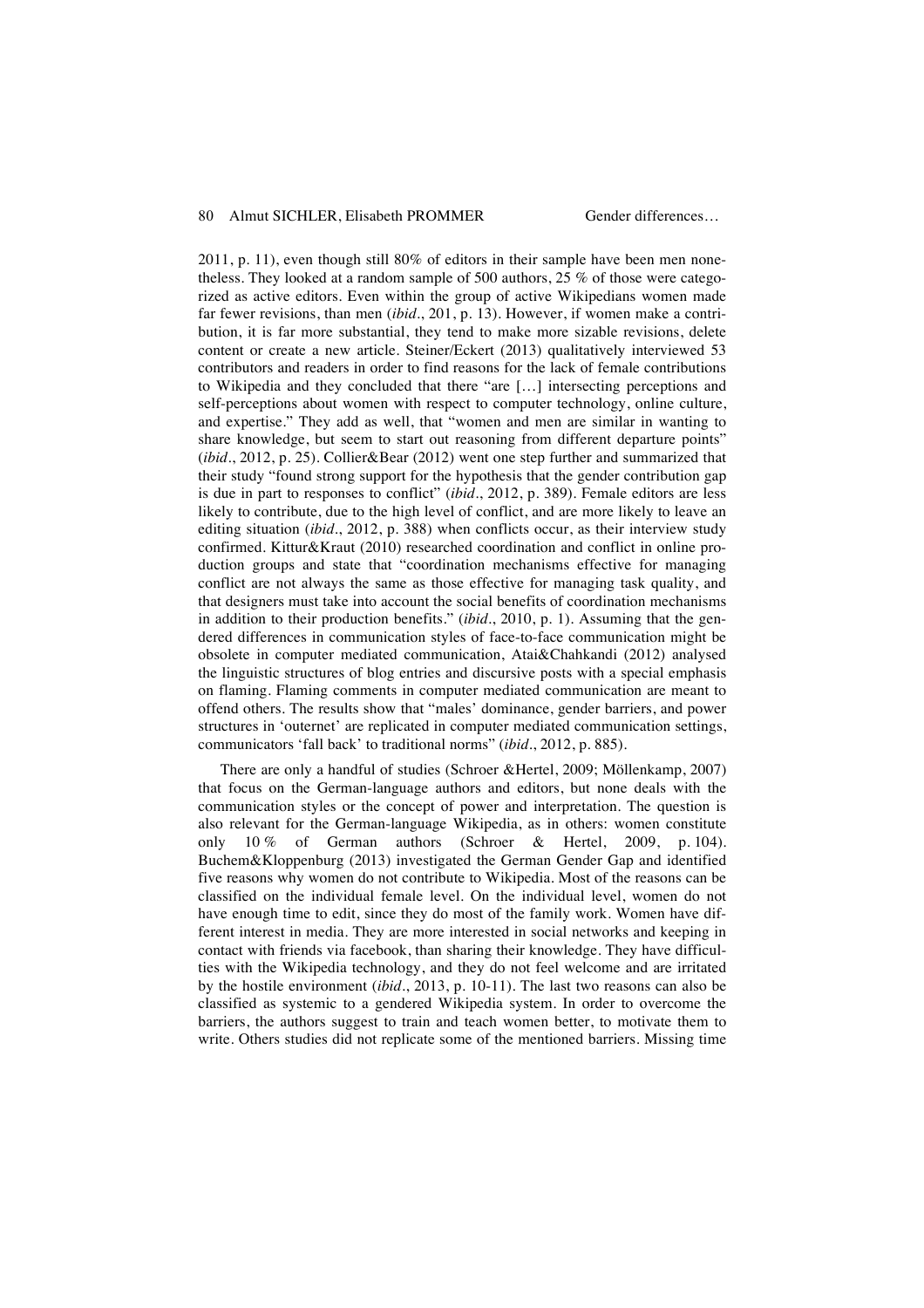2011, p. 11), even though still 80% of editors in their sample have been men nonetheless. They looked at a random sample of 500 authors, 25 % of those were categorized as active editors. Even within the group of active Wikipedians women made far fewer revisions, than men (*ibid*., 201, p. 13). However, if women make a contribution, it is far more substantial, they tend to make more sizable revisions, delete content or create a new article. Steiner/Eckert (2013) qualitatively interviewed 53 contributors and readers in order to find reasons for the lack of female contributions to Wikipedia and they concluded that there "are […] intersecting perceptions and self-perceptions about women with respect to computer technology, online culture, and expertise." They add as well, that "women and men are similar in wanting to share knowledge, but seem to start out reasoning from different departure points" (*ibid*., 2012, p. 25). Collier&Bear (2012) went one step further and summarized that their study "found strong support for the hypothesis that the gender contribution gap is due in part to responses to conflict" (*ibid*., 2012, p. 389). Female editors are less likely to contribute, due to the high level of conflict, and are more likely to leave an editing situation (*ibid*., 2012, p. 388) when conflicts occur, as their interview study confirmed. Kittur&Kraut (2010) researched coordination and conflict in online production groups and state that "coordination mechanisms effective for managing conflict are not always the same as those effective for managing task quality, and that designers must take into account the social benefits of coordination mechanisms in addition to their production benefits." (*ibid*., 2010, p. 1). Assuming that the gendered differences in communication styles of face-to-face communication might be obsolete in computer mediated communication, Atai&Chahkandi (2012) analysed the linguistic structures of blog entries and discursive posts with a special emphasis on flaming. Flaming comments in computer mediated communication are meant to offend others. The results show that "males' dominance, gender barriers, and power structures in 'outernet' are replicated in computer mediated communication settings, communicators 'fall back' to traditional norms" (*ibid*., 2012, p. 885).

There are only a handful of studies (Schroer &Hertel, 2009; Möllenkamp, 2007) that focus on the German-language authors and editors, but none deals with the communication styles or the concept of power and interpretation. The question is also relevant for the German-language Wikipedia, as in others: women constitute only 10 % of German authors (Schroer & Hertel, 2009, p. 104). Buchem&Kloppenburg (2013) investigated the German Gender Gap and identified five reasons why women do not contribute to Wikipedia. Most of the reasons can be classified on the individual female level. On the individual level, women do not have enough time to edit, since they do most of the family work. Women have different interest in media. They are more interested in social networks and keeping in contact with friends via facebook, than sharing their knowledge. They have difficulties with the Wikipedia technology, and they do not feel welcome and are irritated by the hostile environment (*ibid*., 2013, p. 10-11). The last two reasons can also be classified as systemic to a gendered Wikipedia system. In order to overcome the barriers, the authors suggest to train and teach women better, to motivate them to write. Others studies did not replicate some of the mentioned barriers. Missing time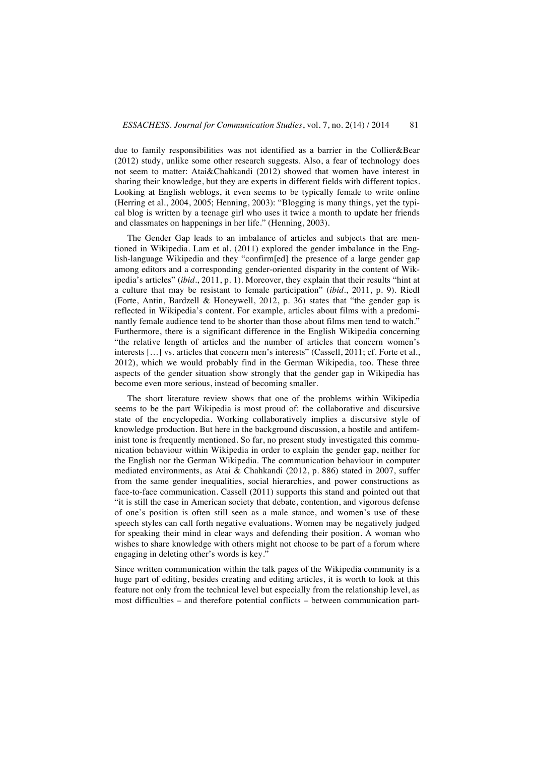due to family responsibilities was not identified as a barrier in the Collier&Bear (2012) study, unlike some other research suggests. Also, a fear of technology does not seem to matter: Atai&Chahkandi (2012) showed that women have interest in sharing their knowledge, but they are experts in different fields with different topics. Looking at English weblogs, it even seems to be typically female to write online (Herring et al., 2004, 2005; Henning, 2003): "Blogging is many things, yet the typical blog is written by a teenage girl who uses it twice a month to update her friends and classmates on happenings in her life." (Henning, 2003).

The Gender Gap leads to an imbalance of articles and subjects that are mentioned in Wikipedia. Lam et al. (2011) explored the gender imbalance in the English-language Wikipedia and they "confirm[ed] the presence of a large gender gap among editors and a corresponding gender-oriented disparity in the content of Wikipedia's articles" (*ibid*., 2011, p. 1). Moreover, they explain that their results "hint at a culture that may be resistant to female participation" (*ibid*., 2011, p. 9). Riedl (Forte, Antin, Bardzell & Honeywell, 2012, p. 36) states that "the gender gap is reflected in Wikipedia's content. For example, articles about films with a predominantly female audience tend to be shorter than those about films men tend to watch." Furthermore, there is a significant difference in the English Wikipedia concerning "the relative length of articles and the number of articles that concern women's interests […] vs. articles that concern men's interests" (Cassell, 2011; cf. Forte et al., 2012), which we would probably find in the German Wikipedia, too. These three aspects of the gender situation show strongly that the gender gap in Wikipedia has become even more serious, instead of becoming smaller.

The short literature review shows that one of the problems within Wikipedia seems to be the part Wikipedia is most proud of: the collaborative and discursive state of the encyclopedia. Working collaboratively implies a discursive style of knowledge production. But here in the background discussion, a hostile and antifeminist tone is frequently mentioned. So far, no present study investigated this communication behaviour within Wikipedia in order to explain the gender gap, neither for the English nor the German Wikipedia. The communication behaviour in computer mediated environments, as Atai & Chahkandi (2012, p. 886) stated in 2007, suffer from the same gender inequalities, social hierarchies, and power constructions as face-to-face communication. Cassell (2011) supports this stand and pointed out that "it is still the case in American society that debate, contention, and vigorous defense of one's position is often still seen as a male stance, and women's use of these speech styles can call forth negative evaluations. Women may be negatively judged for speaking their mind in clear ways and defending their position. A woman who wishes to share knowledge with others might not choose to be part of a forum where engaging in deleting other's words is key."

Since written communication within the talk pages of the Wikipedia community is a huge part of editing, besides creating and editing articles, it is worth to look at this feature not only from the technical level but especially from the relationship level, as most difficulties – and therefore potential conflicts – between communication part-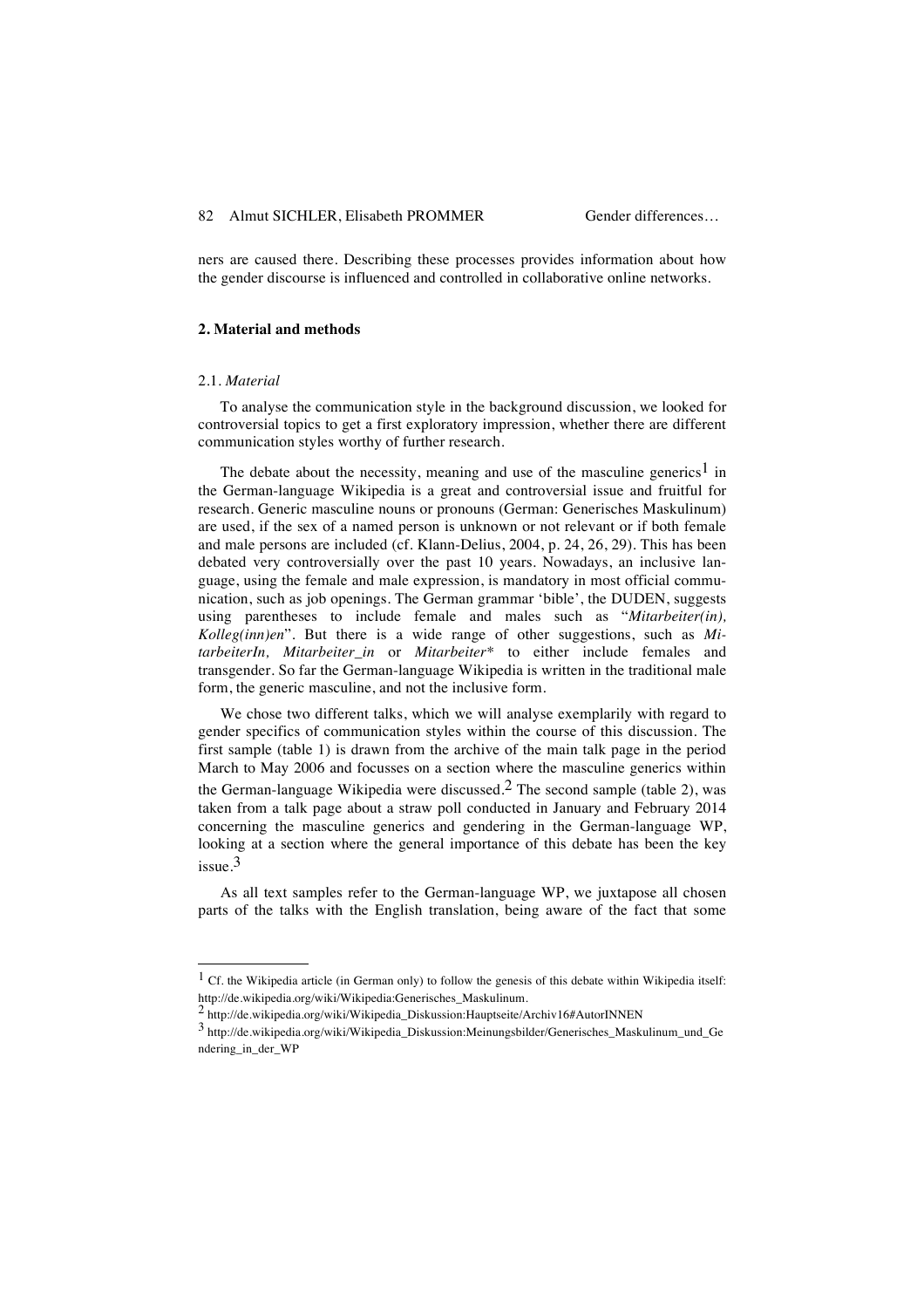ners are caused there. Describing these processes provides information about how the gender discourse is influenced and controlled in collaborative online networks.

## 2. Material and methods

### 2.1. *Material*

To analyse the communication style in the background discussion, we looked for controversial topics to get a first exploratory impression, whether there are different communication styles worthy of further research.

The debate about the necessity, meaning and use of the masculine generics[1] in the German-language Wikipedia is a great and controversial issue and fruitful for research. Generic masculine nouns or pronouns (German: Generisches Maskulinum) are used, if the sex of a named person is unknown or not relevant or if both female and male persons are included (cf. Klann-Delius, 2004, p. 24, 26, 29). This has been debated very controversially over the past 10 years. Nowadays, an inclusive language, using the female and male expression, is mandatory in most official communication, such as job openings. The German grammar 'bible', the DUDEN, suggests using parentheses to include female and males such as "*Mitarbeiter(in), Kolleg(inn)en*". But there is a wide range of other suggestions, such as *MitarbeiterIn, Mitarbeiter_in* or *Mitarbeiter\** to either include females and transgender. So far the German-language Wikipedia is written in the traditional male form, the generic masculine, and not the inclusive form.

We chose two different talks, which we will analyse exemplarily with regard to gender specifics of communication styles within the course of this discussion. The first sample (table 1) is drawn from the archive of the main talk page in the period March to May 2006 and focusses on a section where the masculine generics within the German-language Wikipedia were discussed.[2] The second sample (table 2), was taken from a talk page about a straw poll conducted in January and February 2014 concerning the masculine generics and gendering in the German-language WP, looking at a section where the general importance of this debate has been the key issue.[3]

As all text samples refer to the German-language WP, we juxtapose all chosen parts of the talks with the English translation, being aware of the fact that some

---

[1] Cf. the Wikipedia article (in German only) to follow the genesis of this debate within Wikipedia itself: http://de.wikipedia.org/wiki/Wikipedia:Generisches_Maskulinum.

[2] http://de.wikipedia.org/wiki/Wikipedia_Diskussion:Hauptseite/Archiv16#AutorINNEN

[3] http://de.wikipedia.org/wiki/Wikipedia_Diskussion:Meinungsbilder/Generisches_Maskulinum_und_Gendering_in_der_WP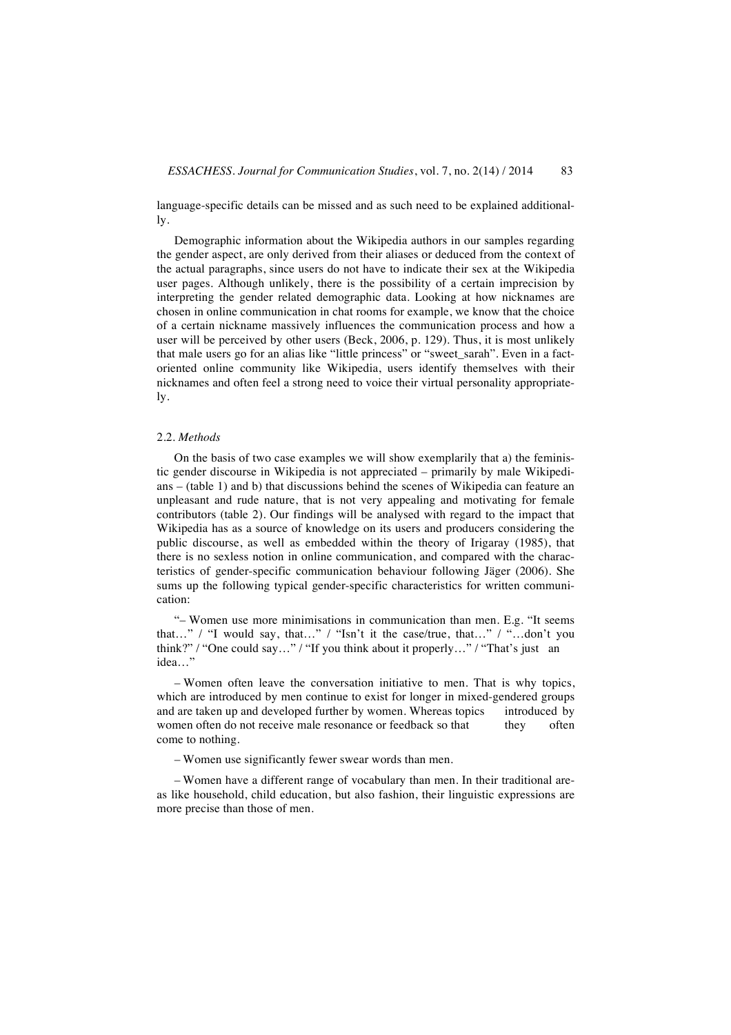language-specific details can be missed and as such need to be explained additionally.

Demographic information about the Wikipedia authors in our samples regarding the gender aspect, are only derived from their aliases or deduced from the context of the actual paragraphs, since users do not have to indicate their sex at the Wikipedia user pages. Although unlikely, there is the possibility of a certain imprecision by interpreting the gender related demographic data. Looking at how nicknames are chosen in online communication in chat rooms for example, we know that the choice of a certain nickname massively influences the communication process and how a user will be perceived by other users (Beck, 2006, p. 129). Thus, it is most unlikely that male users go for an alias like "little princess" or "sweet_sarah". Even in a fact-oriented online community like Wikipedia, users identify themselves with their nicknames and often feel a strong need to voice their virtual personality appropriately.

### 2.2. *Methods*

On the basis of two case examples we will show exemplarily that a) the feministic gender discourse in Wikipedia is not appreciated – primarily by male Wikipedians – (table 1) and b) that discussions behind the scenes of Wikipedia can feature an unpleasant and rude nature, that is not very appealing and motivating for female contributors (table 2). Our findings will be analysed with regard to the impact that Wikipedia has as a source of knowledge on its users and producers considering the public discourse, as well as embedded within the theory of Irigaray (1985), that there is no sexless notion in online communication, and compared with the characteristics of gender-specific communication behaviour following Jäger (2006). She sums up the following typical gender-specific characteristics for written communication:

"– Women use more minimisations in communication than men. E.g. "It seems that…" / "I would say, that…" / "Isn't it the case/true, that…" / "…don't you think?" / "One could say…" / "If you think about it properly…" / "That's just an idea…"

– Women often leave the conversation initiative to men. That is why topics, which are introduced by men continue to exist for longer in mixed-gendered groups and are taken up and developed further by women. Whereas topics introduced by women often do not receive male resonance or feedback so that they often come to nothing.

– Women use significantly fewer swear words than men.

– Women have a different range of vocabulary than men. In their traditional areas like household, child education, but also fashion, their linguistic expressions are more precise than those of men.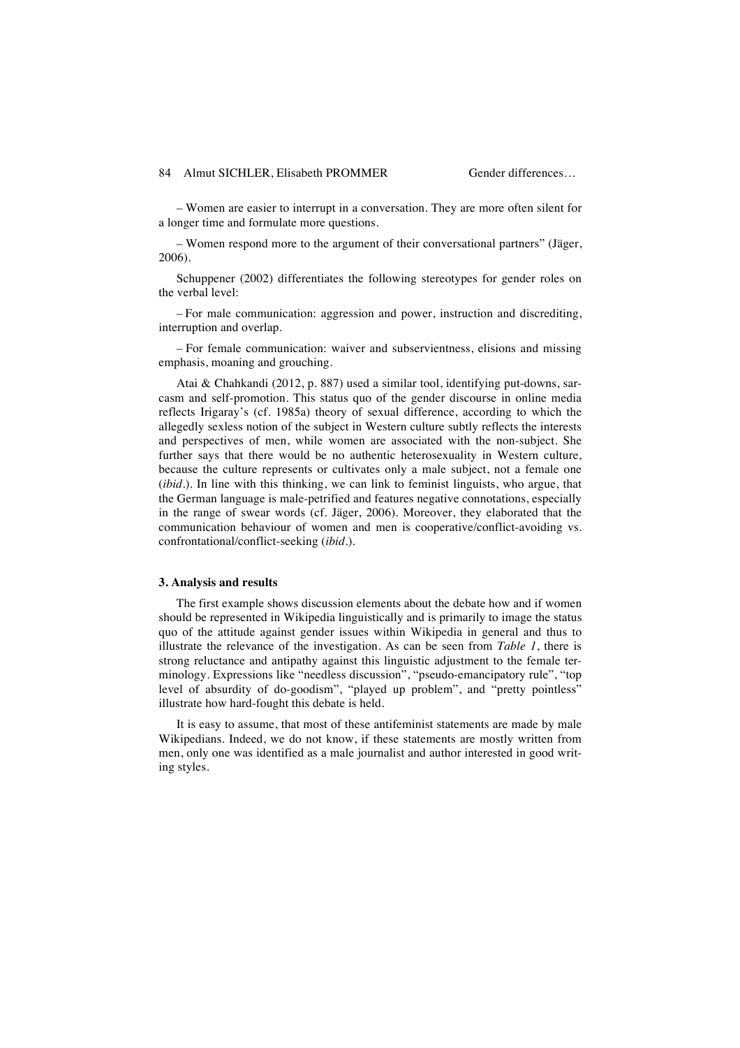– Women are easier to interrupt in a conversation. They are more often silent for a longer time and formulate more questions.

– Women respond more to the argument of their conversational partners" (Jäger, 2006).

Schuppener (2002) differentiates the following stereotypes for gender roles on the verbal level:

– For male communication: aggression and power, instruction and discrediting, interruption and overlap.

– For female communication: waiver and subservientness, elisions and missing emphasis, moaning and grouching.

Atai & Chahkandi (2012, p. 887) used a similar tool, identifying put-downs, sarcasm and self-promotion. This status quo of the gender discourse in online media reflects Irigaray's (cf. 1985a) theory of sexual difference, according to which the allegedly sexless notion of the subject in Western culture subtly reflects the interests and perspectives of men, while women are associated with the non-subject. She further says that there would be no authentic heterosexuality in Western culture, because the culture represents or cultivates only a male subject, not a female one (*ibid*.). In line with this thinking, we can link to feminist linguists, who argue, that the German language is male-petrified and features negative connotations, especially in the range of swear words (cf. Jäger, 2006). Moreover, they elaborated that the communication behaviour of women and men is cooperative/conflict-avoiding vs. confrontational/conflict-seeking (*ibid*.).

### 3. Analysis and results

The first example shows discussion elements about the debate how and if women should be represented in Wikipedia linguistically and is primarily to image the status quo of the attitude against gender issues within Wikipedia in general and thus to illustrate the relevance of the investigation. As can be seen from *Table 1*, there is strong reluctance and antipathy against this linguistic adjustment to the female terminology. Expressions like "needless discussion", "pseudo-emancipatory rule", "top level of absurdity of do-goodism", "played up problem", and "pretty pointless" illustrate how hard-fought this debate is held.

It is easy to assume, that most of these antifeminist statements are made by male Wikipedians. Indeed, we do not know, if these statements are mostly written from men, only one was identified as a male journalist and author interested in good writing styles.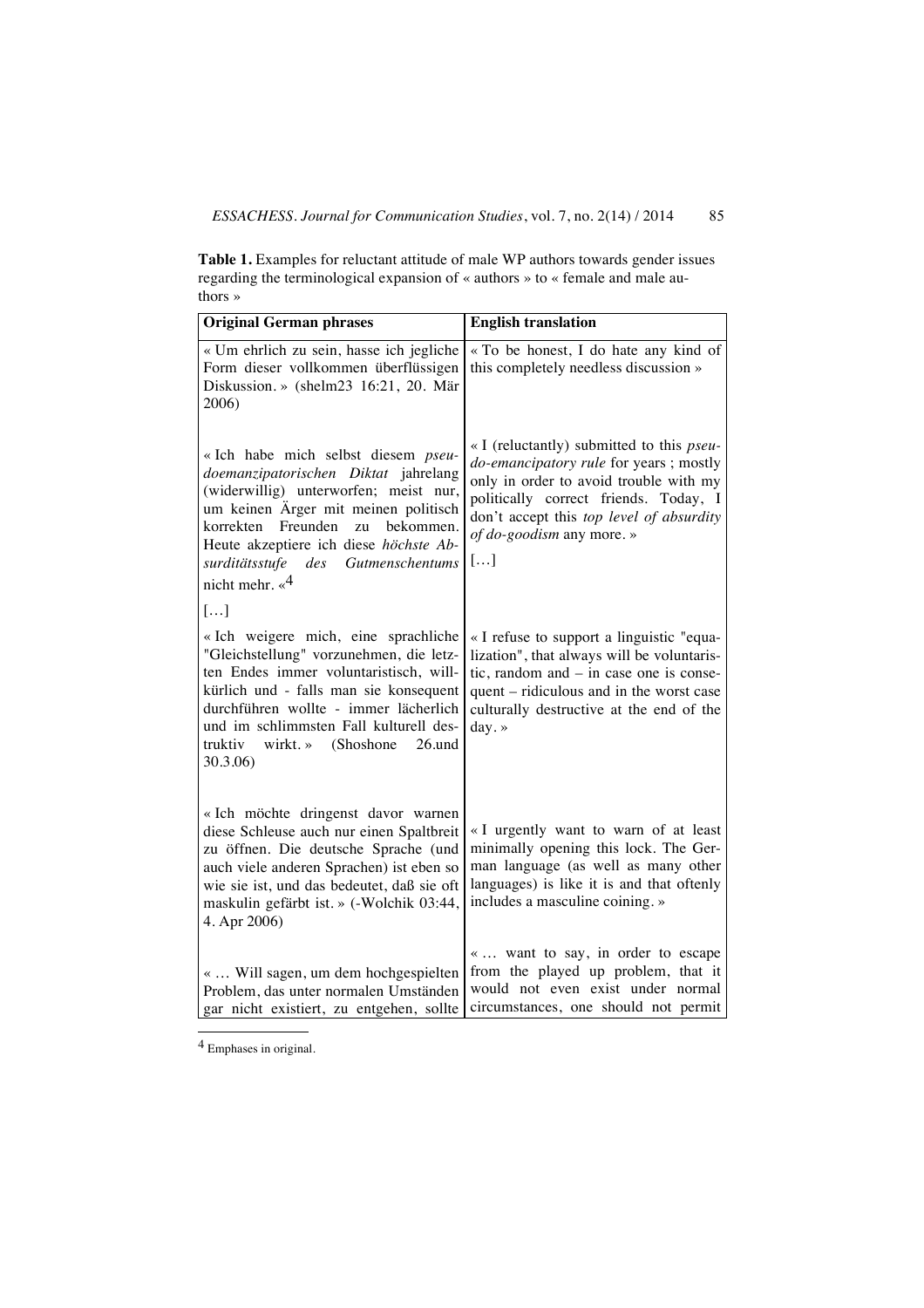**Table 1.** Examples for reluctant attitude of male WP authors towards gender issues regarding the terminological expansion of « authors » to « female and male authors »

| Original German phrases | English translation |
|---|---|
| « Um ehrlich zu sein, hasse ich jegliche Form dieser vollkommen überflüssigen Diskussion. » (shelm23 16:21, 20. Mär 2006) | « To be honest, I do hate any kind of this completely needless discussion » |
| « Ich habe mich selbst diesem *pseudoemanzipatorischen Diktat* jahrelang (widerwillig) unterworfen; meist nur, um keinen Ärger mit meinen politisch korrekten Freunden zu bekommen. Heute akzeptiere ich diese *höchste Absurditätsstufe des Gutmenschentums* nicht mehr. «[4] […] | « I (reluctantly) submitted to this *pseudo-emancipatory rule* for years ; mostly only in order to avoid trouble with my politically correct friends. Today, I don't accept this *top level of absurdity of do-goodism* any more. » […] |
| « Ich weigere mich, eine sprachliche "Gleichstellung" vorzunehmen, die letzten Endes immer voluntaristisch, willkürlich und - falls man sie konsequent durchführen wollte - immer lächerlich und im schlimmsten Fall kulturell destruktiv wirkt. » (Shoshone 26.und 30.3.06) | « I refuse to support a linguistic "equalization", that always will be voluntaristic, random and – in case one is consequent – ridiculous and in the worst case culturally destructive at the end of the day. » |
| « Ich möchte dringenst davor warnen diese Schleuse auch nur einen Spaltbreit zu öffnen. Die deutsche Sprache (und auch viele anderen Sprachen) ist eben so wie sie ist, und das bedeutet, daß sie oft maskulin gefärbt ist. » (-Wolchik 03:44, 4. Apr 2006) | « I urgently want to warn of at least minimally opening this lock. The German language (as well as many other languages) is like it is and that oftenly includes a masculine coining. » |
| « … Will sagen, um dem hochgespielten Problem, das unter normalen Umständen gar nicht existiert, zu entgehen, sollte | « … want to say, in order to escape from the played up problem, that it would not even exist under normal circumstances, one should not permit |

[4] Emphases in original.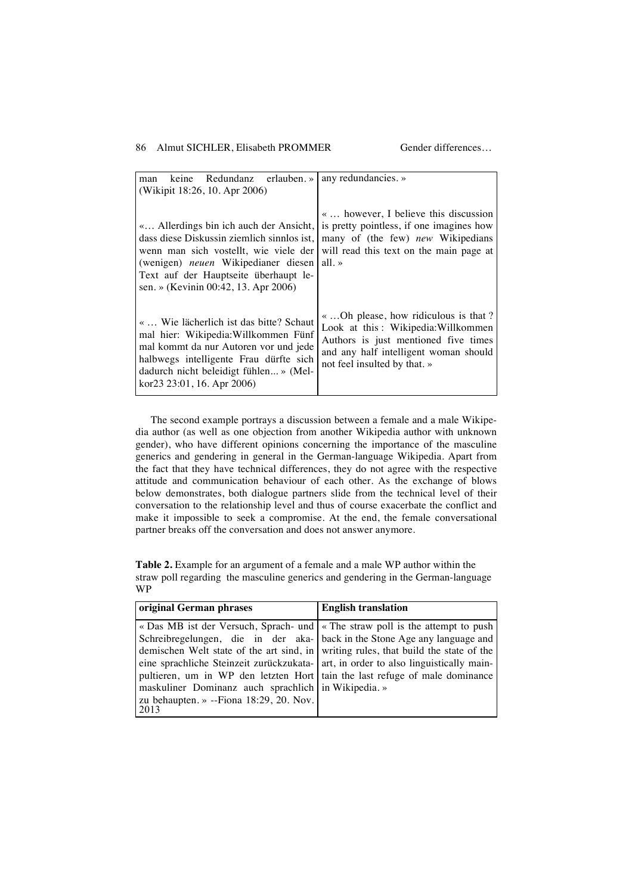| | |
|---|---|
| man keine Redundanz erlauben. » (Wikipit 18:26, 10. Apr 2006) | any redundancies. » |
| «… Allerdings bin ich auch der Ansicht, dass diese Diskussin ziemlich sinnlos ist, wenn man sich vostellt, wie viele der (wenigen) *neuen* Wikipedianer diesen Text auf der Hauptseite überhaupt lesen. » (Kevinin 00:42, 13. Apr 2006) | « … however, I believe this discussion is pretty pointless, if one imagines how many of (the few) *new* Wikipedians will read this text on the main page at all. » |
| « … Wie lächerlich ist das bitte? Schaut mal hier: Wikipedia:Willkommen Fünf mal kommt da nur Autoren vor und jede halbwegs intelligente Frau dürfte sich dadurch nicht beleidigt fühlen... » (Melkor23 23:01, 16. Apr 2006) | « …Oh please, how ridiculous is that ? Look at this : Wikipedia:Willkommen Authors is just mentioned five times and any half intelligent woman should not feel insulted by that. » |

The second example portrays a discussion between a female and a male Wikipedia author (as well as one objection from another Wikipedia author with unknown gender), who have different opinions concerning the importance of the masculine generics and gendering in general in the German-language Wikipedia. Apart from the fact that they have technical differences, they do not agree with the respective attitude and communication behaviour of each other. As the exchange of blows below demonstrates, both dialogue partners slide from the technical level of their conversation to the relationship level and thus of course exacerbate the conflict and make it impossible to seek a compromise. At the end, the female conversational partner breaks off the conversation and does not answer anymore.

**Table 2.** Example for an argument of a female and a male WP author within the straw poll regarding the masculine generics and gendering in the German-language WP

| original German phrases | English translation |
|---|---|
| « Das MB ist der Versuch, Sprach- und Schreibregelungen, die in der akademischen Welt state of the art sind, in eine sprachliche Steinzeit zurückzukatapultieren, um in WP den letzten Hort maskuliner Dominanz auch sprachlich zu behaupten. » --Fiona 18:29, 20. Nov. 2013 | « The straw poll is the attempt to push back in the Stone Age any language and writing rules, that build the state of the art, in order to also linguistically maintain the last refuge of male dominance in Wikipedia. » |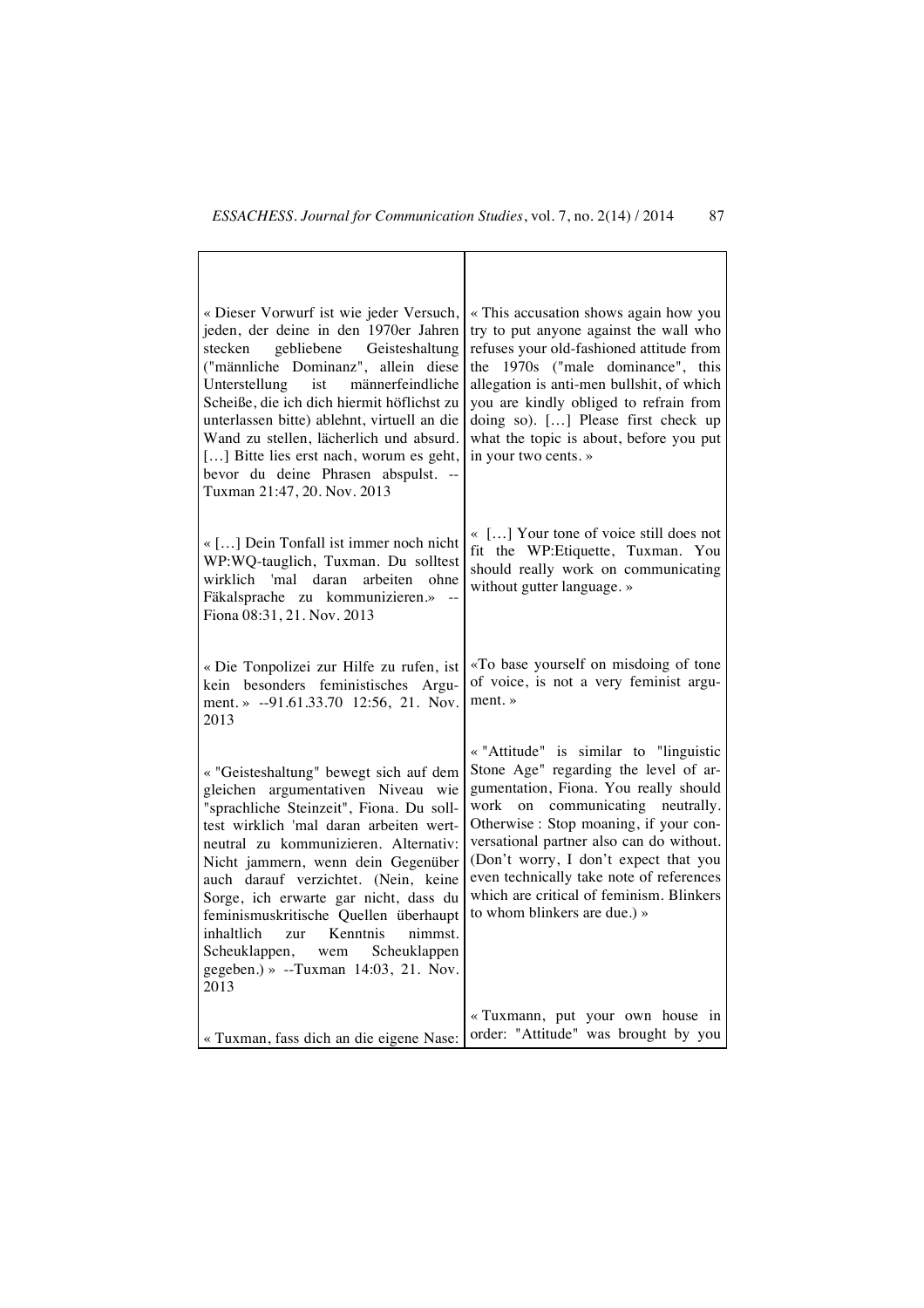| | |
|---|---|
| « Dieser Vorwurf ist wie jeder Versuch, jeden, der deine in den 1970er Jahren stecken gebliebene Geisteshaltung ("männliche Dominanz", allein diese Unterstellung ist männerfeindliche Scheiße, die ich dich hiermit höflichst zu unterlassen bitte) ablehnt, virtuell an die Wand zu stellen, lächerlich und absurd. […] Bitte lies erst nach, worum es geht, bevor du deine Phrasen abspulst. -- Tuxman 21:47, 20. Nov. 2013 | « This accusation shows again how you try to put anyone against the wall who refuses your old-fashioned attitude from the 1970s ("male dominance", this allegation is anti-men bullshit, of which you are kindly obliged to refrain from doing so). […] Please first check up what the topic is about, before you put in your two cents. » |
| « […] Dein Tonfall ist immer noch nicht WP:WQ-tauglich, Tuxman. Du solltest wirklich 'mal daran arbeiten ohne Fäkalsprache zu kommunizieren.» -- Fiona 08:31, 21. Nov. 2013 | « […] Your tone of voice still does not fit the WP:Etiquette, Tuxman. You should really work on communicating without gutter language. » |
| « Die Tonpolizei zur Hilfe zu rufen, ist kein besonders feministisches Argument. » --91.61.33.70 12:56, 21. Nov. 2013 | «To base yourself on misdoing of tone of voice, is not a very feminist argument. » |
| « "Geisteshaltung" bewegt sich auf dem gleichen argumentativen Niveau wie "sprachliche Steinzeit", Fiona. Du solltest wirklich 'mal daran arbeiten wertneutral zu kommunizieren. Alternativ: Nicht jammern, wenn dein Gegenüber auch darauf verzichtet. (Nein, keine Sorge, ich erwarte gar nicht, dass du feminismuskritische Quellen überhaupt inhaltlich zur Kenntnis nimmst. Scheuklappen, wem Scheuklappen gegeben.) » --Tuxman 14:03, 21. Nov. 2013 | « "Attitude" is similar to "linguistic Stone Age" regarding the level of argumentation, Fiona. You really should work on communicating neutrally. Otherwise : Stop moaning, if your conversational partner also can do without. (Don't worry, I don't expect that you even technically take note of references which are critical of feminism. Blinkers to whom blinkers are due.) » |
| « Tuxman, fass dich an die eigene Nase: | « Tuxmann, put your own house in order: "Attitude" was brought by you |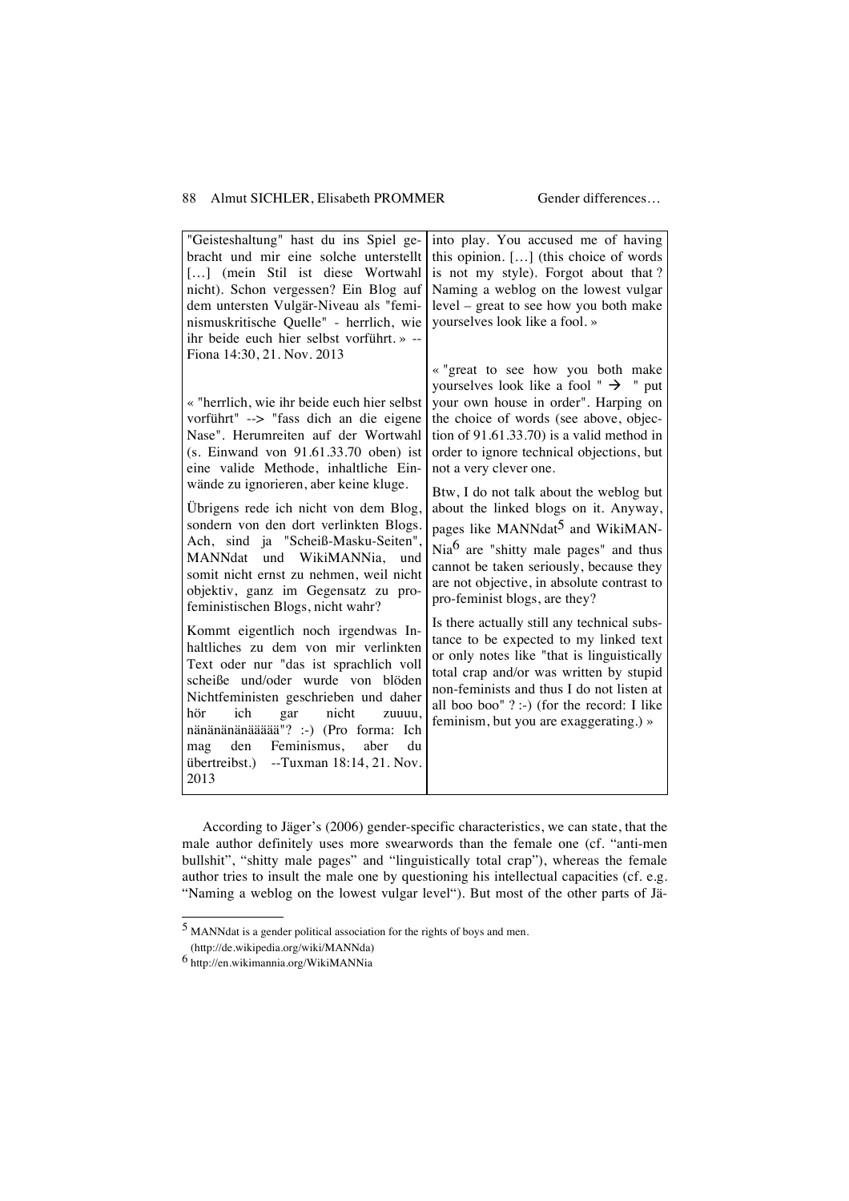| | |
|---|---|
| "Geisteshaltung" hast du ins Spiel gebracht und mir eine solche unterstellt […] (mein Stil ist diese Wortwahl nicht). Schon vergessen? Ein Blog auf dem untersten Vulgär-Niveau als "feminismuskritische Quelle" - herrlich, wie ihr beide euch hier selbst vorführt. » -- Fiona 14:30, 21. Nov. 2013 | into play. You accused me of having this opinion. […] (this choice of words is not my style). Forgot about that ? Naming a weblog on the lowest vulgar level – great to see how you both make yourselves look like a fool. » |
| « "herrlich, wie ihr beide euch hier selbst vorführt" --> "fass dich an die eigene Nase". Herumreiten auf der Wortwahl (s. Einwand von 91.61.33.70 oben) ist eine valide Methode, inhaltliche Einwände zu ignorieren, aber keine kluge. | « "great to see how you both make yourselves look like a fool " → " put your own house in order". Harping on the choice of words (see above, objection of 91.61.33.70) is a valid method in order to ignore technical objections, but not a very clever one. |
| Übrigens rede ich nicht von dem Blog, sondern von den dort verlinkten Blogs. Ach, sind ja "Scheiß-Masku-Seiten", MANNdat und WikiMANNia, und somit nicht ernst zu nehmen, weil nicht objektiv, ganz im Gegensatz zu pro-feministischen Blogs, nicht wahr? | Btw, I do not talk about the weblog but about the linked blogs on it. Anyway, pages like MANNdat[5] and WikiMANNia[6] are "shitty male pages" and thus cannot be taken seriously, because they are not objective, in absolute contrast to pro-feminist blogs, are they? |
| Kommt eigentlich noch irgendwas Inhaltliches zu dem von mir verlinkten Text oder nur "das ist sprachlich voll scheiße und/oder wurde von blöden Nichtfeministen geschrieben und daher hör ich gar nicht zuuuu, nänänänänäääää"? :-) (Pro forma: Ich mag den Feminismus, aber du übertreibst.) --Tuxman 18:14, 21. Nov. 2013 | Is there actually still any technical substance to be expected to my linked text or only notes like "that is linguistically total crap and/or was written by stupid non-feminists and thus I do not listen at all boo boo" ? :-) (for the record: I like feminism, but you are exaggerating.) » |

According to Jäger's (2006) gender-specific characteristics, we can state, that the male author definitely uses more swearwords than the female one (cf. "anti-men bullshit", "shitty male pages" and "linguistically total crap"), whereas the female author tries to insult the male one by questioning his intellectual capacities (cf. e.g. "Naming a weblog on the lowest vulgar level"). But most of the other parts of Jä-

[5] MANNdat is a gender political association for the rights of boys and men. (http://de.wikipedia.org/wiki/MANNda)

[6] http://en.wikimannia.org/WikiMANNia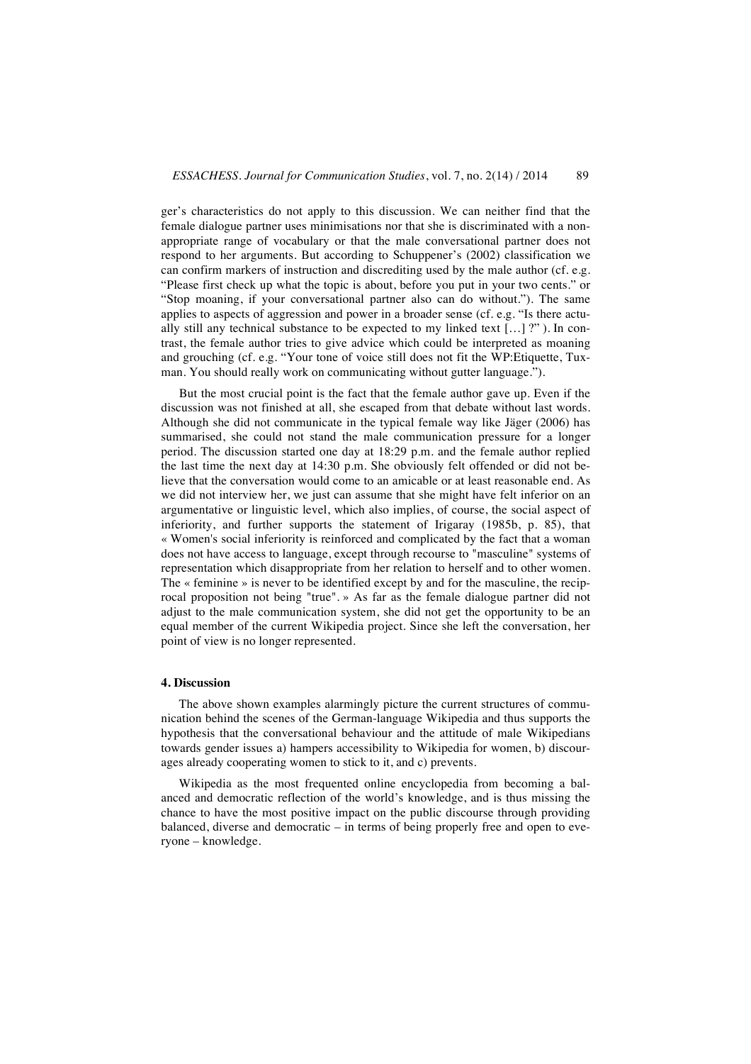ger's characteristics do not apply to this discussion. We can neither find that the female dialogue partner uses minimisations nor that she is discriminated with a non-appropriate range of vocabulary or that the male conversational partner does not respond to her arguments. But according to Schuppener's (2002) classification we can confirm markers of instruction and discrediting used by the male author (cf. e.g. "Please first check up what the topic is about, before you put in your two cents." or "Stop moaning, if your conversational partner also can do without."). The same applies to aspects of aggression and power in a broader sense (cf. e.g. "Is there actually still any technical substance to be expected to my linked text […] ?" ). In contrast, the female author tries to give advice which could be interpreted as moaning and grouching (cf. e.g. "Your tone of voice still does not fit the WP:Etiquette, Tuxman. You should really work on communicating without gutter language.").

But the most crucial point is the fact that the female author gave up. Even if the discussion was not finished at all, she escaped from that debate without last words. Although she did not communicate in the typical female way like Jäger (2006) has summarised, she could not stand the male communication pressure for a longer period. The discussion started one day at 18:29 p.m. and the female author replied the last time the next day at 14:30 p.m. She obviously felt offended or did not believe that the conversation would come to an amicable or at least reasonable end. As we did not interview her, we just can assume that she might have felt inferior on an argumentative or linguistic level, which also implies, of course, the social aspect of inferiority, and further supports the statement of Irigaray (1985b, p. 85), that « Women's social inferiority is reinforced and complicated by the fact that a woman does not have access to language, except through recourse to "masculine" systems of representation which disappropriate from her relation to herself and to other women. The « feminine » is never to be identified except by and for the masculine, the reciprocal proposition not being "true". » As far as the female dialogue partner did not adjust to the male communication system, she did not get the opportunity to be an equal member of the current Wikipedia project. Since she left the conversation, her point of view is no longer represented.

#### 4. Discussion

The above shown examples alarmingly picture the current structures of communication behind the scenes of the German-language Wikipedia and thus supports the hypothesis that the conversational behaviour and the attitude of male Wikipedians towards gender issues a) hampers accessibility to Wikipedia for women, b) discourages already cooperating women to stick to it, and c) prevents.

Wikipedia as the most frequented online encyclopedia from becoming a balanced and democratic reflection of the world's knowledge, and is thus missing the chance to have the most positive impact on the public discourse through providing balanced, diverse and democratic – in terms of being properly free and open to everyone – knowledge.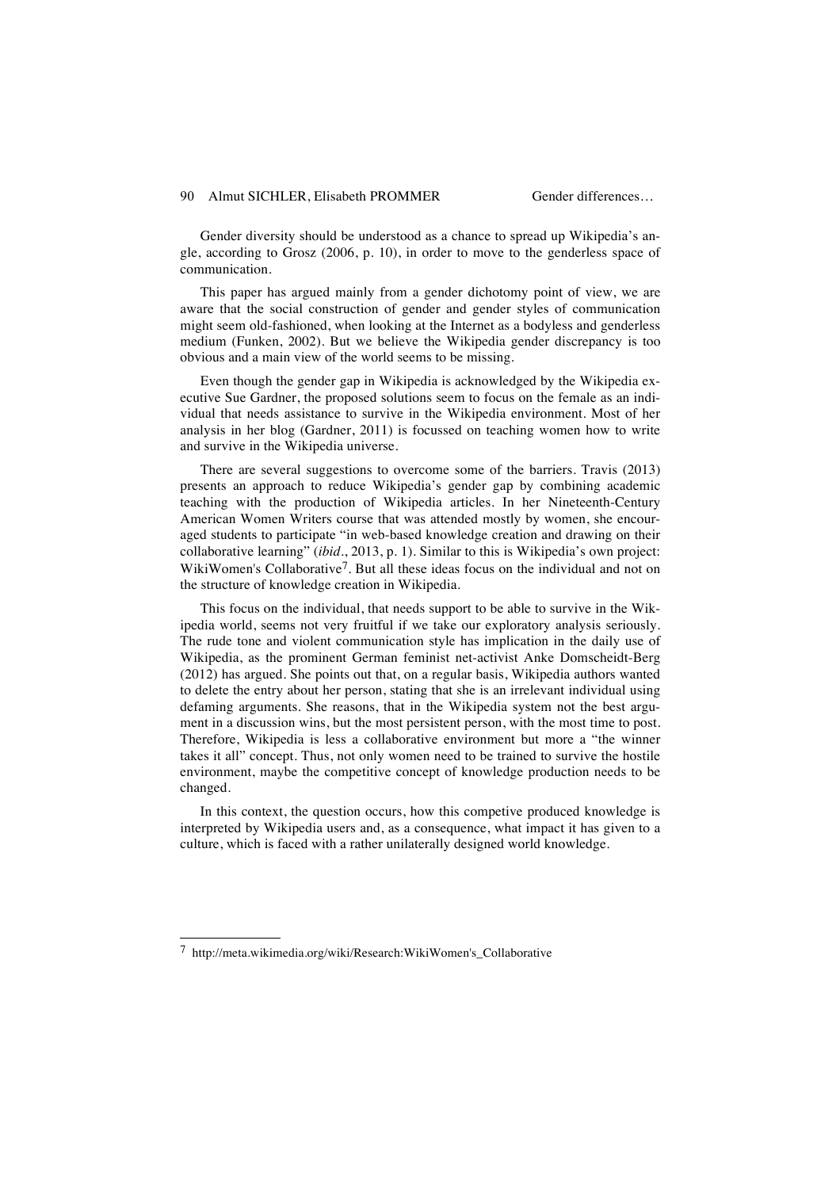Gender diversity should be understood as a chance to spread up Wikipedia's angle, according to Grosz (2006, p. 10), in order to move to the genderless space of communication.

This paper has argued mainly from a gender dichotomy point of view, we are aware that the social construction of gender and gender styles of communication might seem old-fashioned, when looking at the Internet as a bodyless and genderless medium (Funken, 2002). But we believe the Wikipedia gender discrepancy is too obvious and a main view of the world seems to be missing.

Even though the gender gap in Wikipedia is acknowledged by the Wikipedia executive Sue Gardner, the proposed solutions seem to focus on the female as an individual that needs assistance to survive in the Wikipedia environment. Most of her analysis in her blog (Gardner, 2011) is focussed on teaching women how to write and survive in the Wikipedia universe.

There are several suggestions to overcome some of the barriers. Travis (2013) presents an approach to reduce Wikipedia's gender gap by combining academic teaching with the production of Wikipedia articles. In her Nineteenth-Century American Women Writers course that was attended mostly by women, she encouraged students to participate "in web-based knowledge creation and drawing on their collaborative learning" (*ibid*., 2013, p. 1). Similar to this is Wikipedia's own project: WikiWomen's Collaborative[7]. But all these ideas focus on the individual and not on the structure of knowledge creation in Wikipedia.

This focus on the individual, that needs support to be able to survive in the Wikipedia world, seems not very fruitful if we take our exploratory analysis seriously. The rude tone and violent communication style has implication in the daily use of Wikipedia, as the prominent German feminist net-activist Anke Domscheidt-Berg (2012) has argued. She points out that, on a regular basis, Wikipedia authors wanted to delete the entry about her person, stating that she is an irrelevant individual using defaming arguments. She reasons, that in the Wikipedia system not the best argument in a discussion wins, but the most persistent person, with the most time to post. Therefore, Wikipedia is less a collaborative environment but more a "the winner takes it all" concept. Thus, not only women need to be trained to survive the hostile environment, maybe the competitive concept of knowledge production needs to be changed.

In this context, the question occurs, how this competive produced knowledge is interpreted by Wikipedia users and, as a consequence, what impact it has given to a culture, which is faced with a rather unilaterally designed world knowledge.

[7] http://meta.wikimedia.org/wiki/Research:WikiWomen's_Collaborative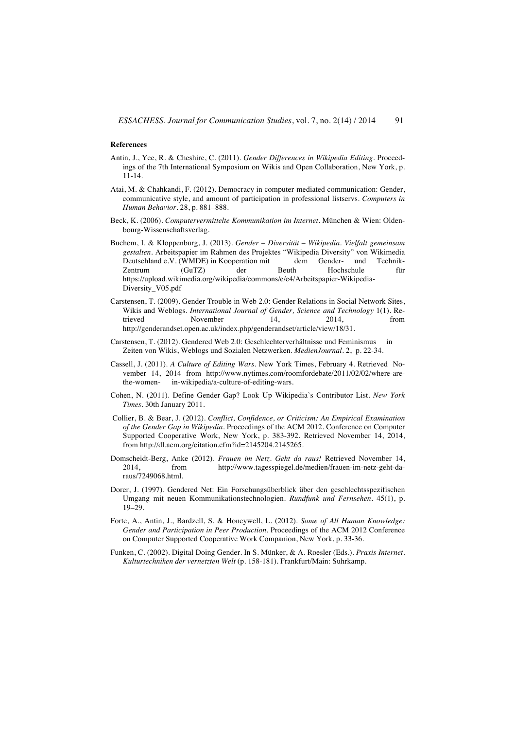**References**

Antin, J., Yee, R. & Cheshire, C. (2011). *Gender Differences in Wikipedia Editing*. Proceedings of the 7th International Symposium on Wikis and Open Collaboration, New York, p. 11-14.

Atai, M. & Chahkandi, F. (2012). Democracy in computer-mediated communication: Gender, communicative style, and amount of participation in professional listservs. *Computers in Human Behavior*. 28, p. 881–888.

Beck, K. (2006). *Computervermittelte Kommunikation im Internet*. München & Wien: Oldenbourg-Wissenschaftsverlag.

Buchem, I. & Kloppenburg, J. (2013). *Gender – Diversität – Wikipedia. Vielfalt gemeinsam gestalten*. Arbeitspapier im Rahmen des Projektes "Wikipedia Diversity" von Wikimedia Deutschland e.V. (WMDE) in Kooperation mit dem Gender- und Technik-Zentrum (GuTZ) der Beuth Hochschule für https://upload.wikimedia.org/wikipedia/commons/e/e4/Arbeitspapier-Wikipedia-Diversity_V05.pdf

Carstensen, T. (2009). Gender Trouble in Web 2.0: Gender Relations in Social Network Sites, Wikis and Weblogs. *International Journal of Gender, Science and Technology* 1(1). Retrieved November 14, 2014, from http://genderandset.open.ac.uk/index.php/genderandset/article/view/18/31.

Carstensen, T. (2012). Gendered Web 2.0: Geschlechterverhältnisse und Feminismus in Zeiten von Wikis, Weblogs und Sozialen Netzwerken. *MedienJournal*. 2, p. 22-34.

Cassell, J. (2011). *A Culture of Editing Wars*. New York Times, February 4. Retrieved November 14, 2014 from http://www.nytimes.com/roomfordebate/2011/02/02/where-are-the-women- in-wikipedia/a-culture-of-editing-wars.

Cohen, N. (2011). Define Gender Gap? Look Up Wikipedia's Contributor List. *New York Times*. 30th January 2011.

Collier, B. & Bear, J. (2012). *Conflict, Confidence, or Criticism: An Empirical Examination of the Gender Gap in Wikipedia*. Proceedings of the ACM 2012. Conference on Computer Supported Cooperative Work, New York, p. 383-392. Retrieved November 14, 2014, from http://dl.acm.org/citation.cfm?id=2145204.2145265.

Domscheidt-Berg, Anke (2012). *Frauen im Netz. Geht da raus!* Retrieved November 14, 2014, from http://www.tagesspiegel.de/medien/frauen-im-netz-geht-da-raus/7249068.html.

Dorer, J. (1997). Gendered Net: Ein Forschungsüberblick über den geschlechtsspezifischen Umgang mit neuen Kommunikationstechnologien. *Rundfunk und Fernsehen*. 45(1), p. 19–29.

Forte, A., Antin, J., Bardzell, S. & Honeywell, L. (2012). *Some of All Human Knowledge: Gender and Participation in Peer Production*. Proceedings of the ACM 2012 Conference on Computer Supported Cooperative Work Companion, New York, p. 33-36.

Funken, C. (2002). Digital Doing Gender. In S. Münker, & A. Roesler (Eds.). *Praxis Internet. Kulturtechniken der vernetzten Welt* (p. 158-181). Frankfurt/Main: Suhrkamp.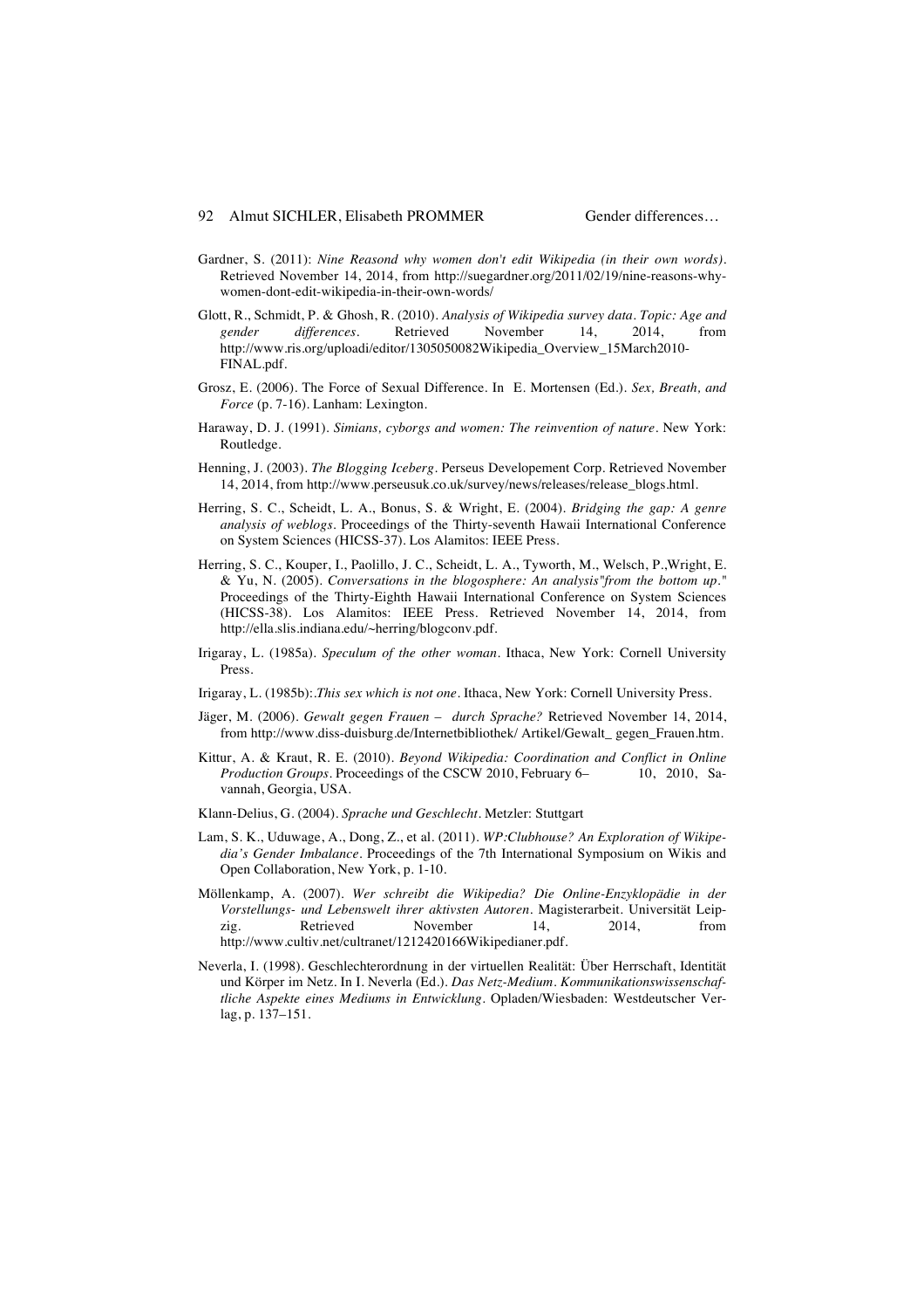Gardner, S. (2011): *Nine Reasond why women don't edit Wikipedia (in their own words)*. Retrieved November 14, 2014, from http://suegardner.org/2011/02/19/nine-reasons-why-women-dont-edit-wikipedia-in-their-own-words/

Glott, R., Schmidt, P. & Ghosh, R. (2010). *Analysis of Wikipedia survey data. Topic: Age and gender differences*. Retrieved November 14, 2014, from http://www.ris.org/uploadi/editor/1305050082Wikipedia_Overview_15March2010-FINAL.pdf.

Grosz, E. (2006). The Force of Sexual Difference. In E. Mortensen (Ed.). *Sex, Breath, and Force* (p. 7-16). Lanham: Lexington.

Haraway, D. J. (1991). *Simians, cyborgs and women: The reinvention of nature*. New York: Routledge.

Henning, J. (2003). *The Blogging Iceberg*. Perseus Developement Corp. Retrieved November 14, 2014, from http://www.perseusuk.co.uk/survey/news/releases/release_blogs.html.

Herring, S. C., Scheidt, L. A., Bonus, S. & Wright, E. (2004). *Bridging the gap: A genre analysis of weblogs*. Proceedings of the Thirty-seventh Hawaii International Conference on System Sciences (HICSS-37). Los Alamitos: IEEE Press.

Herring, S. C., Kouper, I., Paolillo, J. C., Scheidt, L. A., Tyworth, M., Welsch, P.,Wright, E. & Yu, N. (2005). *Conversations in the blogosphere: An analysis"from the bottom up."* Proceedings of the Thirty-Eighth Hawaii International Conference on System Sciences (HICSS-38). Los Alamitos: IEEE Press. Retrieved November 14, 2014, from http://ella.slis.indiana.edu/~herring/blogconv.pdf.

Irigaray, L. (1985a). *Speculum of the other woman*. Ithaca, New York: Cornell University Press.

Irigaray, L. (1985b):.*This sex which is not one*. Ithaca, New York: Cornell University Press.

Jäger, M. (2006). *Gewalt gegen Frauen – durch Sprache?* Retrieved November 14, 2014, from http://www.diss-duisburg.de/Internetbibliothek/ Artikel/Gewalt_ gegen_Frauen.htm.

Kittur, A. & Kraut, R. E. (2010). *Beyond Wikipedia: Coordination and Conflict in Online Production Groups*. Proceedings of the CSCW 2010, February 6– 10, 2010, Savannah, Georgia, USA.

Klann-Delius, G. (2004). *Sprache und Geschlecht*. Metzler: Stuttgart

Lam, S. K., Uduwage, A., Dong, Z., et al. (2011). *WP:Clubhouse? An Exploration of Wikipedia's Gender Imbalance*. Proceedings of the 7th International Symposium on Wikis and Open Collaboration, New York, p. 1-10.

Möllenkamp, A. (2007). *Wer schreibt die Wikipedia? Die Online-Enzyklopädie in der Vorstellungs- und Lebenswelt ihrer aktivsten Autoren*. Magisterarbeit. Universität Leipzig. Retrieved November 14, 2014, from http://www.cultiv.net/cultranet/1212420166Wikipedianer.pdf.

Neverla, I. (1998). Geschlechterordnung in der virtuellen Realität: Über Herrschaft, Identität und Körper im Netz. In I. Neverla (Ed.). *Das Netz-Medium. Kommunikationswissenschaftliche Aspekte eines Mediums in Entwicklung*. Opladen/Wiesbaden: Westdeutscher Verlag, p. 137–151.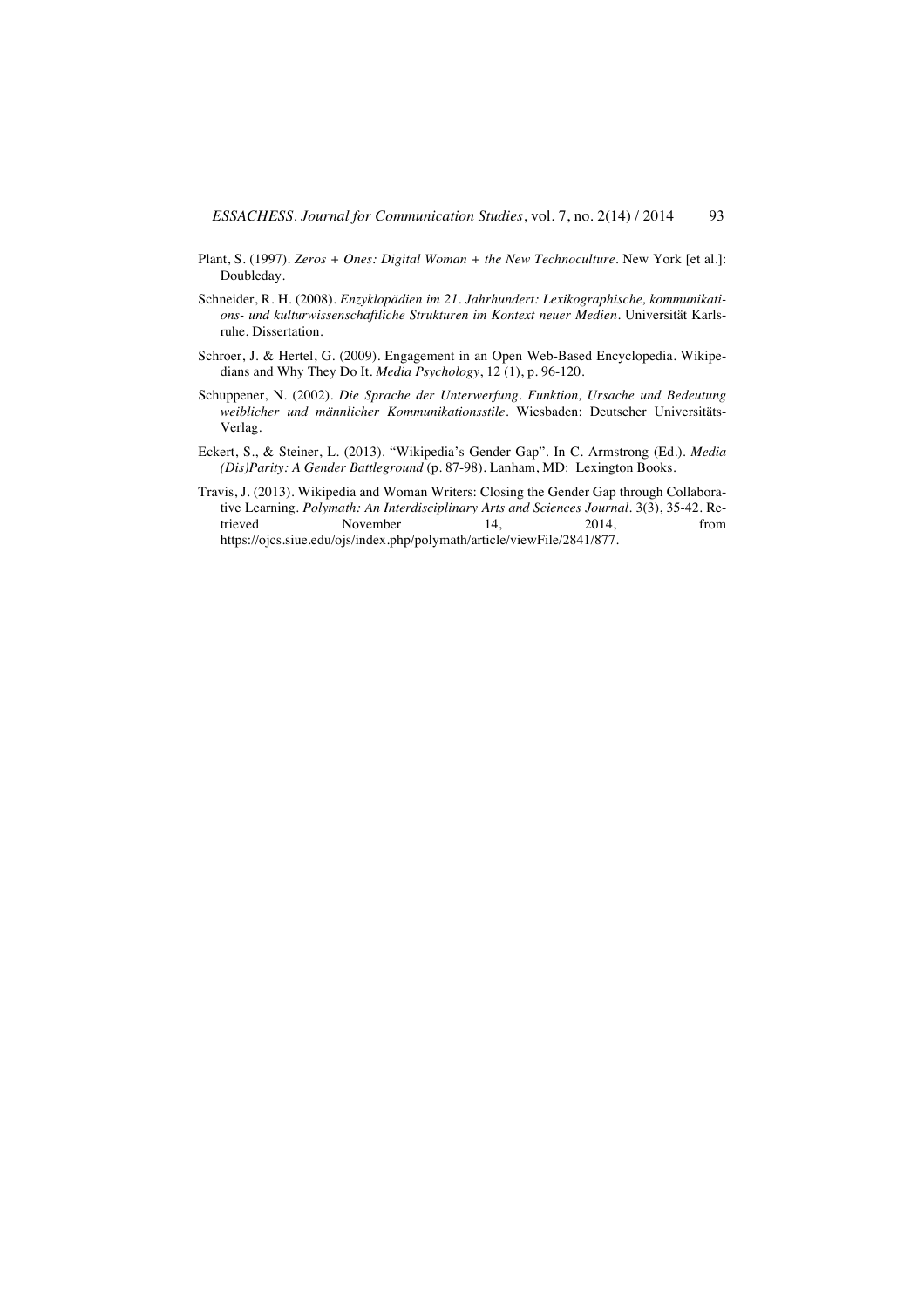Plant, S. (1997). *Zeros + Ones: Digital Woman + the New Technoculture*. New York [et al.]: Doubleday.

Schneider, R. H. (2008). *Enzyklopädien im 21. Jahrhundert: Lexikographische, kommunikations- und kulturwissenschaftliche Strukturen im Kontext neuer Medien*. Universität Karlsruhe, Dissertation.

Schroer, J. & Hertel, G. (2009). Engagement in an Open Web-Based Encyclopedia. Wikipedians and Why They Do It. *Media Psychology*, 12 (1), p. 96-120.

Schuppener, N. (2002). *Die Sprache der Unterwerfung. Funktion, Ursache und Bedeutung weiblicher und männlicher Kommunikationsstile*. Wiesbaden: Deutscher Universitäts-Verlag.

Eckert, S., & Steiner, L. (2013). "Wikipedia's Gender Gap". In C. Armstrong (Ed.). *Media (Dis)Parity: A Gender Battleground* (p. 87-98). Lanham, MD: Lexington Books.

Travis, J. (2013). Wikipedia and Woman Writers: Closing the Gender Gap through Collaborative Learning. *Polymath: An Interdisciplinary Arts and Sciences Journal*. 3(3), 35-42. Retrieved November 14, 2014, from https://ojcs.siue.edu/ojs/index.php/polymath/article/viewFile/2841/877.